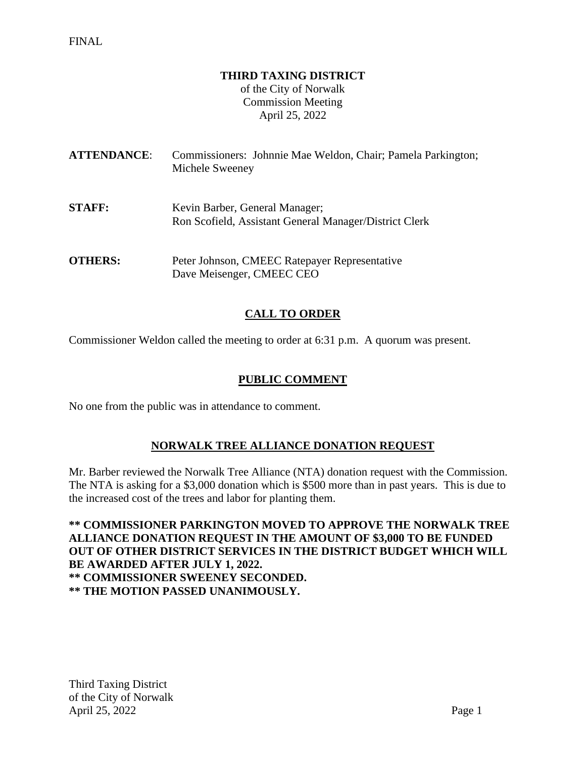FINAL

**THIRD TAXING DISTRICT**
of the City of Norwalk
Commission Meeting
April 25, 2022

| | |
|---|---|
| **ATTENDANCE**: | Commissioners: Johnnie Mae Weldon, Chair; Pamela Parkington; Michele Sweeney |
| **STAFF:** | Kevin Barber, General Manager; Ron Scofield, Assistant General Manager/District Clerk |
| **OTHERS:** | Peter Johnson, CMEEC Ratepayer Representative Dave Meisenger, CMEEC CEO |

## CALL TO ORDER

Commissioner Weldon called the meeting to order at 6:31 p.m. A quorum was present.

## PUBLIC COMMENT

No one from the public was in attendance to comment.

## NORWALK TREE ALLIANCE DONATION REQUEST

Mr. Barber reviewed the Norwalk Tree Alliance (NTA) donation request with the Commission. The NTA is asking for a $3,000 donation which is $500 more than in past years. This is due to the increased cost of the trees and labor for planting them.

**** COMMISSIONER PARKINGTON MOVED TO APPROVE THE NORWALK TREE ALLIANCE DONATION REQUEST IN THE AMOUNT OF $3,000 TO BE FUNDED OUT OF OTHER DISTRICT SERVICES IN THE DISTRICT BUDGET WHICH WILL BE AWARDED AFTER JULY 1, 2022.**
**** COMMISSIONER SWEENEY SECONDED.**
**** THE MOTION PASSED UNANIMOUSLY.**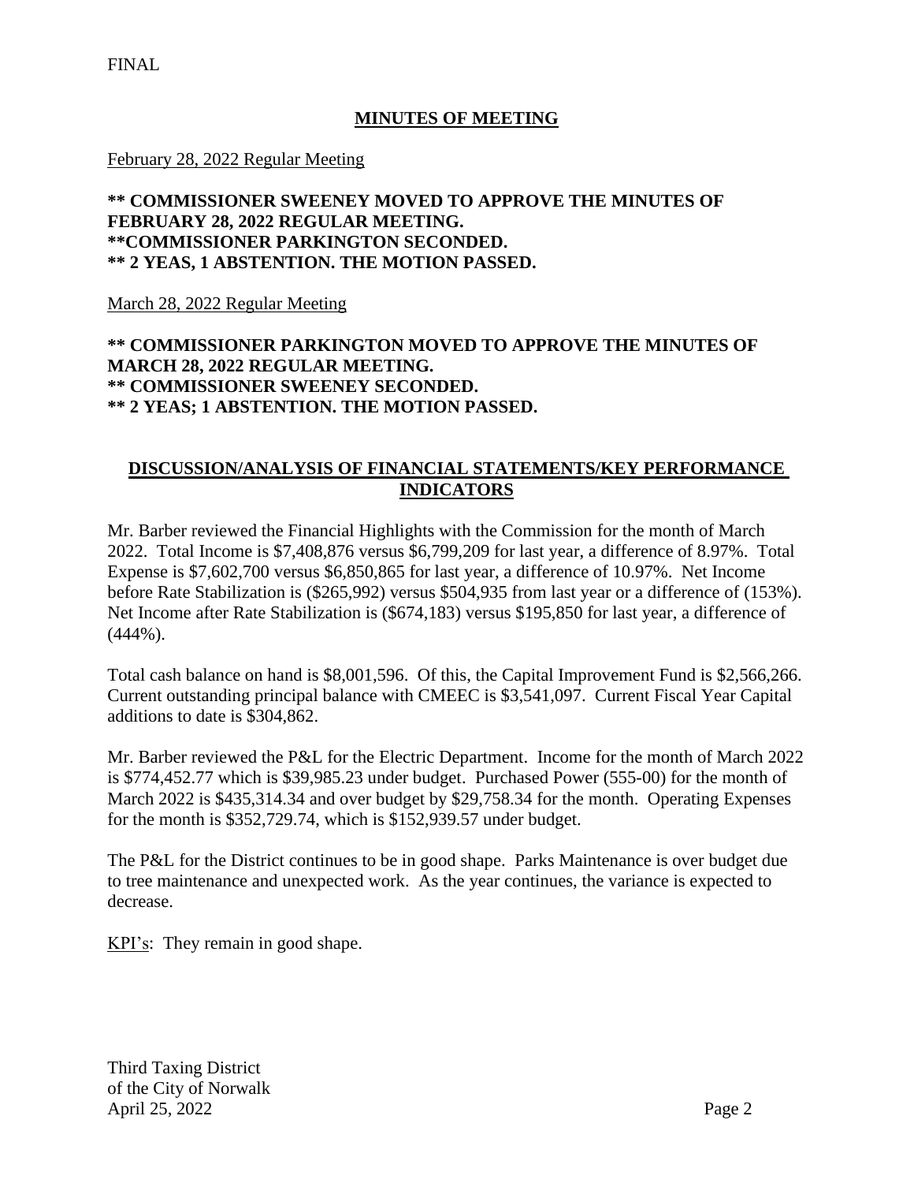FINAL

## MINUTES OF MEETING

February 28, 2022 Regular Meeting

**\*\* COMMISSIONER SWEENEY MOVED TO APPROVE THE MINUTES OF FEBRUARY 28, 2022 REGULAR MEETING.**
**\*\*COMMISSIONER PARKINGTON SECONDED.**
**\*\* 2 YEAS, 1 ABSTENTION. THE MOTION PASSED.**

March 28, 2022 Regular Meeting

**\*\* COMMISSIONER PARKINGTON MOVED TO APPROVE THE MINUTES OF MARCH 28, 2022 REGULAR MEETING.**
**\*\* COMMISSIONER SWEENEY SECONDED.**
**\*\* 2 YEAS; 1 ABSTENTION. THE MOTION PASSED.**

## DISCUSSION/ANALYSIS OF FINANCIAL STATEMENTS/KEY PERFORMANCE INDICATORS

Mr. Barber reviewed the Financial Highlights with the Commission for the month of March 2022. Total Income is $7,408,876 versus $6,799,209 for last year, a difference of 8.97%. Total Expense is $7,602,700 versus $6,850,865 for last year, a difference of 10.97%. Net Income before Rate Stabilization is ($265,992) versus $504,935 from last year or a difference of (153%). Net Income after Rate Stabilization is ($674,183) versus $195,850 for last year, a difference of (444%).

Total cash balance on hand is $8,001,596. Of this, the Capital Improvement Fund is $2,566,266. Current outstanding principal balance with CMEEC is $3,541,097. Current Fiscal Year Capital additions to date is $304,862.

Mr. Barber reviewed the P&L for the Electric Department. Income for the month of March 2022 is $774,452.77 which is $39,985.23 under budget. Purchased Power (555-00) for the month of March 2022 is $435,314.34 and over budget by $29,758.34 for the month. Operating Expenses for the month is $352,729.74, which is $152,939.57 under budget.

The P&L for the District continues to be in good shape. Parks Maintenance is over budget due to tree maintenance and unexpected work. As the year continues, the variance is expected to decrease.

KPI's: They remain in good shape.

Third Taxing District
of the City of Norwalk
April 25, 2022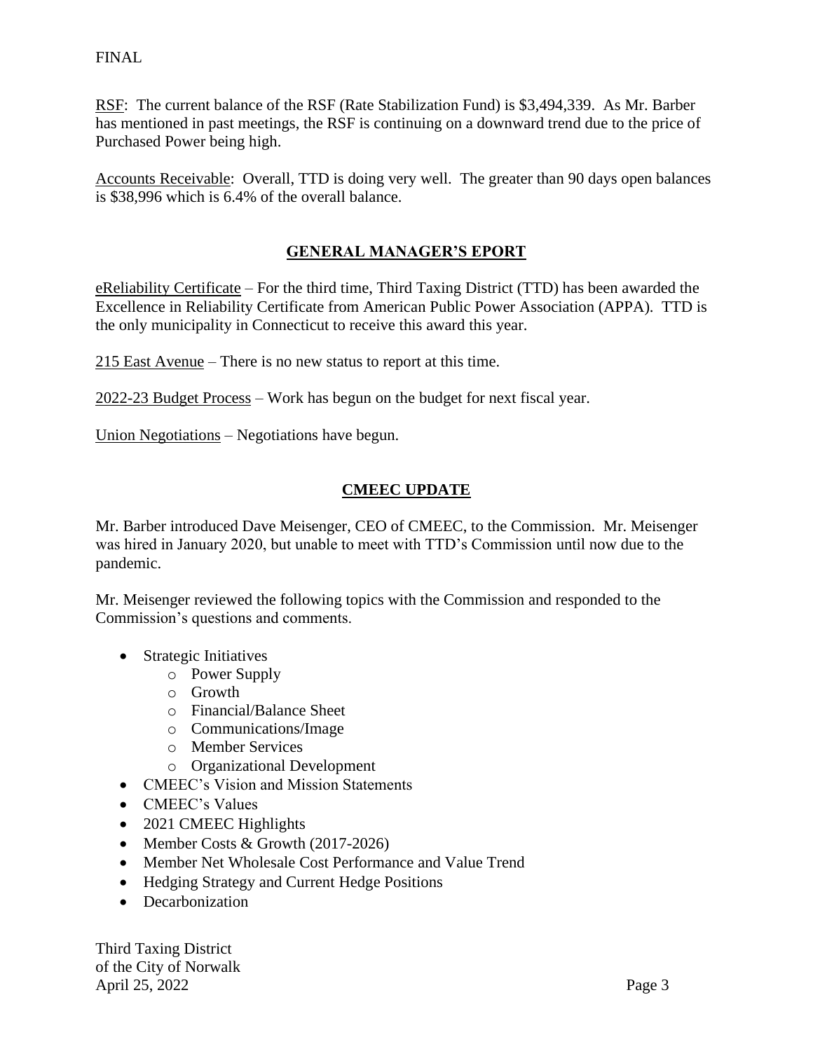FINAL

RSF: The current balance of the RSF (Rate Stabilization Fund) is $3,494,339. As Mr. Barber has mentioned in past meetings, the RSF is continuing on a downward trend due to the price of Purchased Power being high.

Accounts Receivable: Overall, TTD is doing very well. The greater than 90 days open balances is $38,996 which is 6.4% of the overall balance.

## GENERAL MANAGER'S EPORT

eReliability Certificate – For the third time, Third Taxing District (TTD) has been awarded the Excellence in Reliability Certificate from American Public Power Association (APPA). TTD is the only municipality in Connecticut to receive this award this year.

215 East Avenue – There is no new status to report at this time.

2022-23 Budget Process – Work has begun on the budget for next fiscal year.

Union Negotiations – Negotiations have begun.

## CMEEC UPDATE

Mr. Barber introduced Dave Meisenger, CEO of CMEEC, to the Commission. Mr. Meisenger was hired in January 2020, but unable to meet with TTD's Commission until now due to the pandemic.

Mr. Meisenger reviewed the following topics with the Commission and responded to the Commission's questions and comments.

- Strategic Initiatives
  - Power Supply
  - Growth
  - Financial/Balance Sheet
  - Communications/Image
  - Member Services
  - Organizational Development
- CMEEC's Vision and Mission Statements
- CMEEC's Values
- 2021 CMEEC Highlights
- Member Costs & Growth (2017-2026)
- Member Net Wholesale Cost Performance and Value Trend
- Hedging Strategy and Current Hedge Positions
- Decarbonization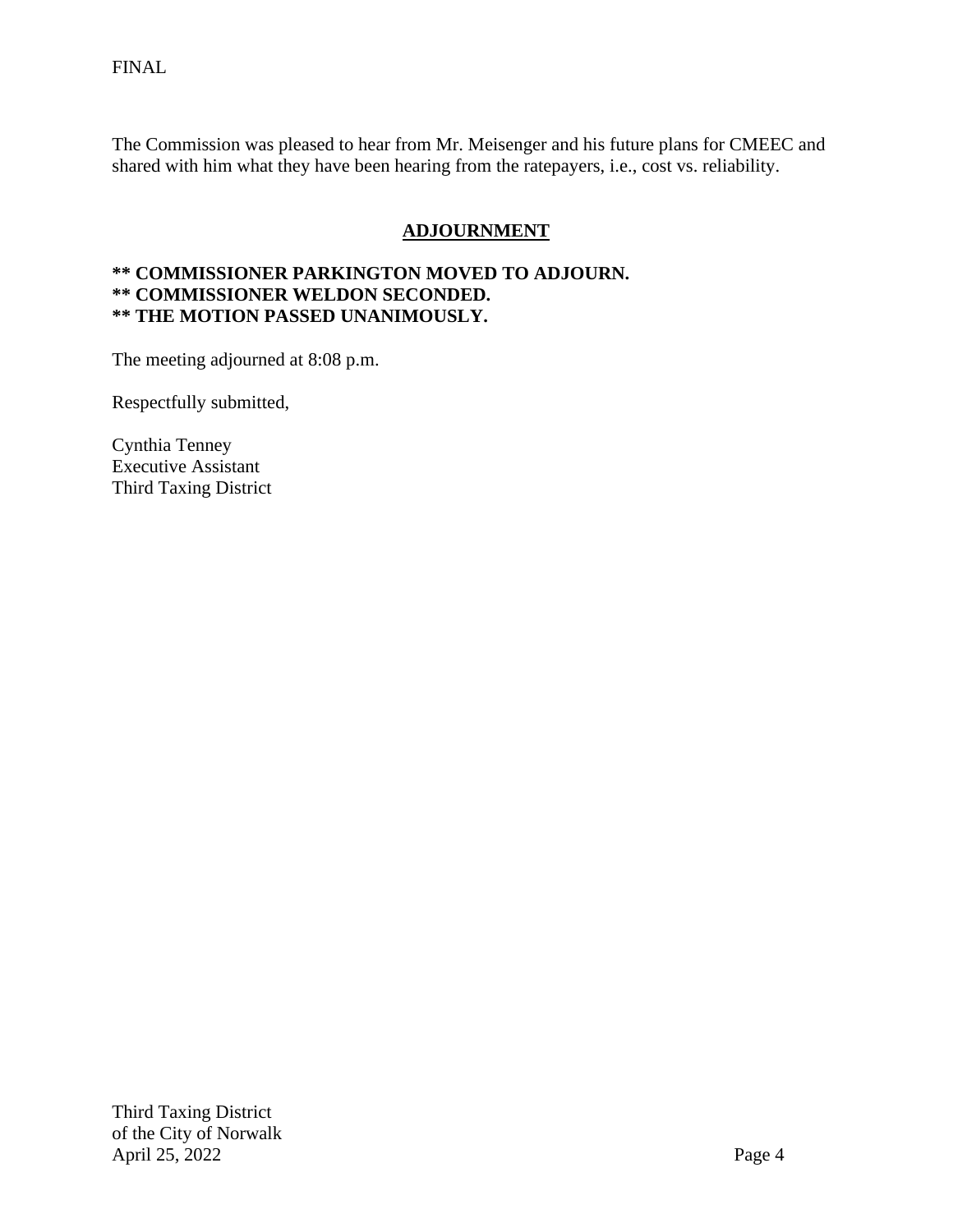The Commission was pleased to hear from Mr. Meisenger and his future plans for CMEEC and shared with him what they have been hearing from the ratepayers, i.e., cost vs. reliability.

## ADJOURNMENT

**** COMMISSIONER PARKINGTON MOVED TO ADJOURN.**
**** COMMISSIONER WELDON SECONDED.**
**** THE MOTION PASSED UNANIMOUSLY.**

The meeting adjourned at 8:08 p.m.

Respectfully submitted,

Cynthia Tenney
Executive Assistant
Third Taxing District